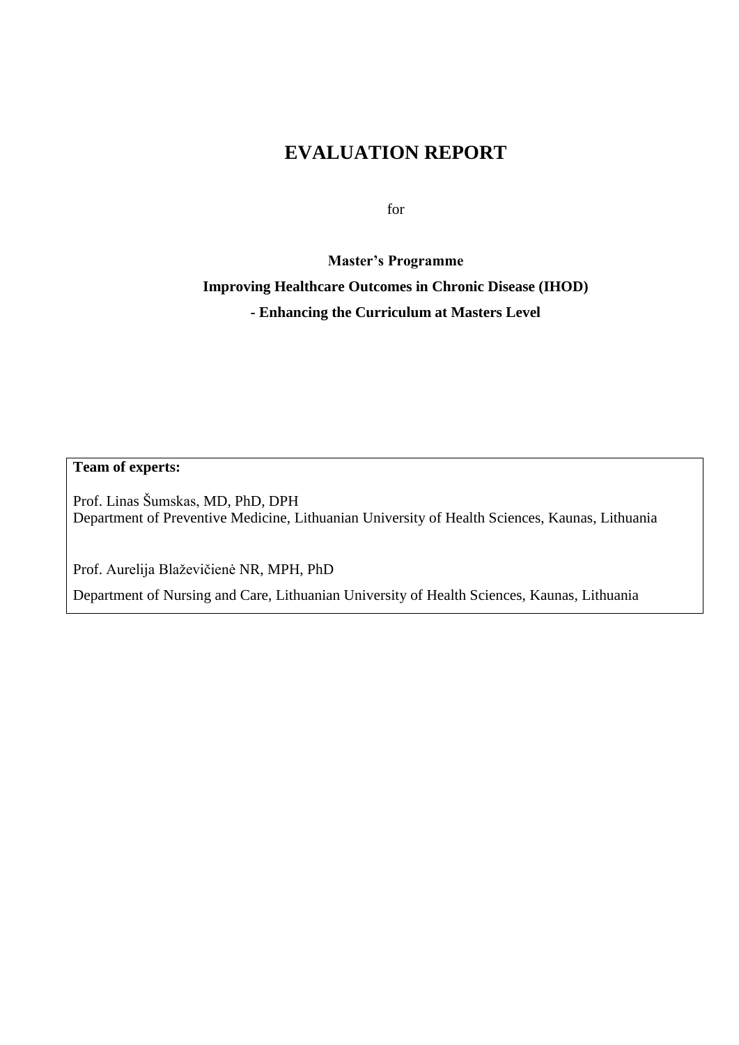# EVALUATION REPORT

for

**Master's Programme**

**Improving Healthcare Outcomes in Chronic Disease (IHOD)**

**- Enhancing the Curriculum at Masters Level**

**Team of experts:**

Prof. Linas Šumskas, MD, PhD, DPH
Department of Preventive Medicine, Lithuanian University of Health Sciences, Kaunas, Lithuania

Prof. Aurelija Blaževičienė NR, MPH, PhD

Department of Nursing and Care, Lithuanian University of Health Sciences, Kaunas, Lithuania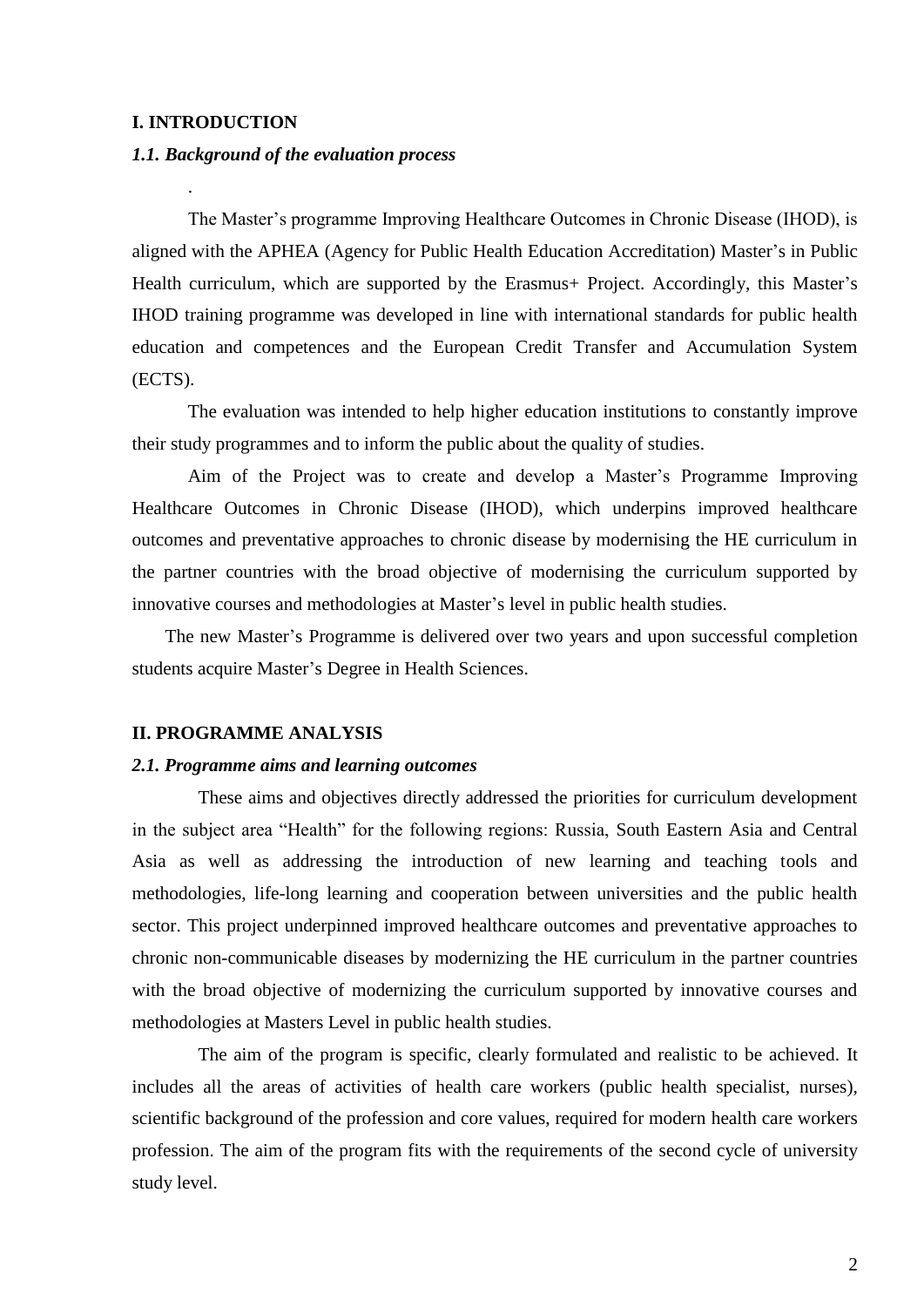## I. INTRODUCTION

### *1.1. Background of the evaluation process*

.

The Master's programme Improving Healthcare Outcomes in Chronic Disease (IHOD), is aligned with the APHEA (Agency for Public Health Education Accreditation) Master's in Public Health curriculum, which are supported by the Erasmus+ Project. Accordingly, this Master's IHOD training programme was developed in line with international standards for public health education and competences and the European Credit Transfer and Accumulation System (ECTS).

The evaluation was intended to help higher education institutions to constantly improve their study programmes and to inform the public about the quality of studies.

Aim of the Project was to create and develop a Master's Programme Improving Healthcare Outcomes in Chronic Disease (IHOD), which underpins improved healthcare outcomes and preventative approaches to chronic disease by modernising the HE curriculum in the partner countries with the broad objective of modernising the curriculum supported by innovative courses and methodologies at Master's level in public health studies.

The new Master's Programme is delivered over two years and upon successful completion students acquire Master's Degree in Health Sciences.

## II. PROGRAMME ANALYSIS

### *2.1. Programme aims and learning outcomes*

These aims and objectives directly addressed the priorities for curriculum development in the subject area "Health" for the following regions: Russia, South Eastern Asia and Central Asia as well as addressing the introduction of new learning and teaching tools and methodologies, life-long learning and cooperation between universities and the public health sector. This project underpinned improved healthcare outcomes and preventative approaches to chronic non-communicable diseases by modernizing the HE curriculum in the partner countries with the broad objective of modernizing the curriculum supported by innovative courses and methodologies at Masters Level in public health studies.

The aim of the program is specific, clearly formulated and realistic to be achieved. It includes all the areas of activities of health care workers (public health specialist, nurses), scientific background of the profession and core values, required for modern health care workers profession. The aim of the program fits with the requirements of the second cycle of university study level.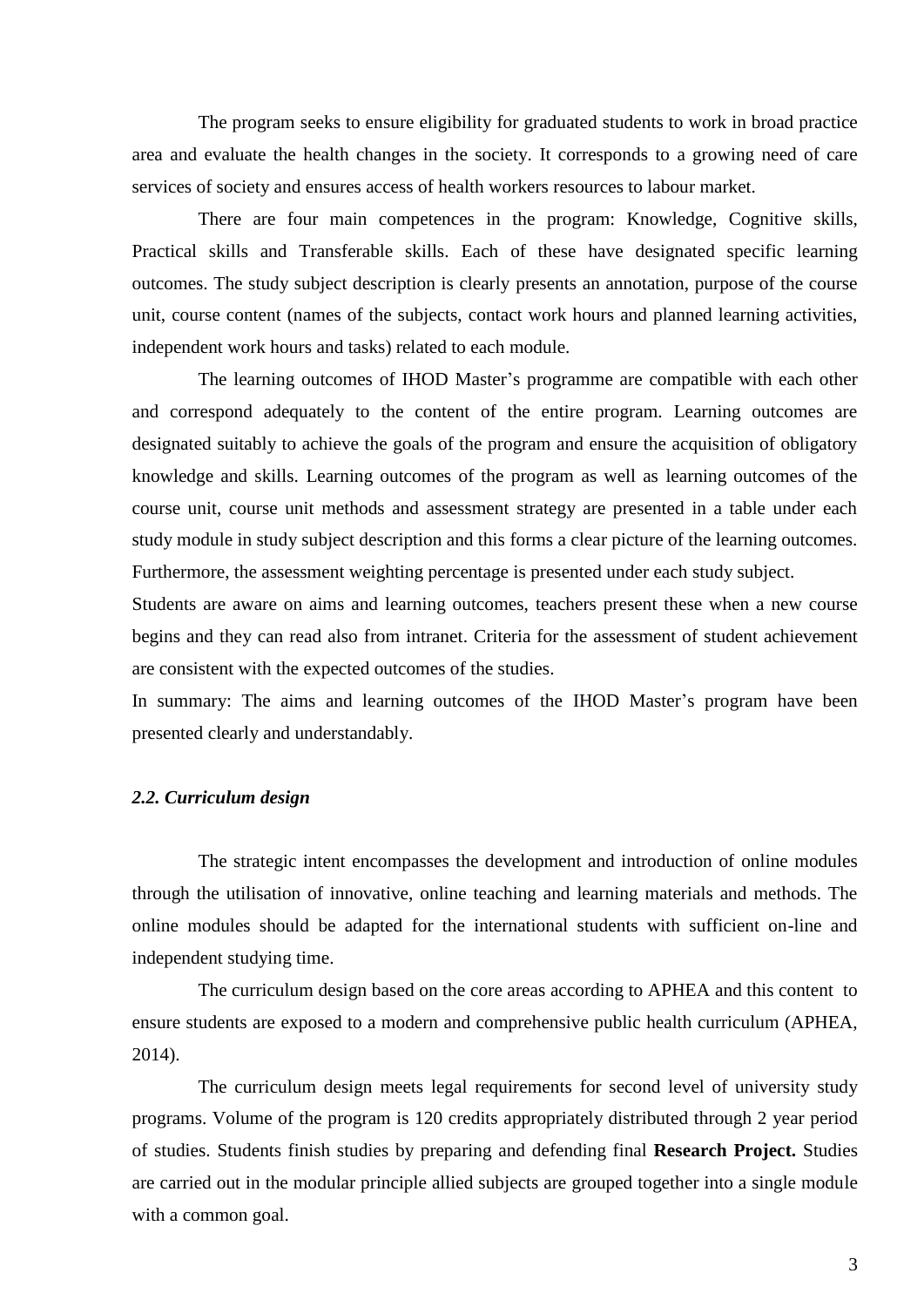The program seeks to ensure eligibility for graduated students to work in broad practice area and evaluate the health changes in the society. It corresponds to a growing need of care services of society and ensures access of health workers resources to labour market.

There are four main competences in the program: Knowledge, Cognitive skills, Practical skills and Transferable skills. Each of these have designated specific learning outcomes. The study subject description is clearly presents an annotation, purpose of the course unit, course content (names of the subjects, contact work hours and planned learning activities, independent work hours and tasks) related to each module.

The learning outcomes of IHOD Master's programme are compatible with each other and correspond adequately to the content of the entire program. Learning outcomes are designated suitably to achieve the goals of the program and ensure the acquisition of obligatory knowledge and skills. Learning outcomes of the program as well as learning outcomes of the course unit, course unit methods and assessment strategy are presented in a table under each study module in study subject description and this forms a clear picture of the learning outcomes. Furthermore, the assessment weighting percentage is presented under each study subject.

Students are aware on aims and learning outcomes, teachers present these when a new course begins and they can read also from intranet. Criteria for the assessment of student achievement are consistent with the expected outcomes of the studies.

In summary: The aims and learning outcomes of the IHOD Master's program have been presented clearly and understandably.

### *2.2. Curriculum design*

The strategic intent encompasses the development and introduction of online modules through the utilisation of innovative, online teaching and learning materials and methods. The online modules should be adapted for the international students with sufficient on-line and independent studying time.

The curriculum design based on the core areas according to APHEA and this content to ensure students are exposed to a modern and comprehensive public health curriculum (APHEA, 2014).

The curriculum design meets legal requirements for second level of university study programs. Volume of the program is 120 credits appropriately distributed through 2 year period of studies. Students finish studies by preparing and defending final **Research Project.** Studies are carried out in the modular principle allied subjects are grouped together into a single module with a common goal.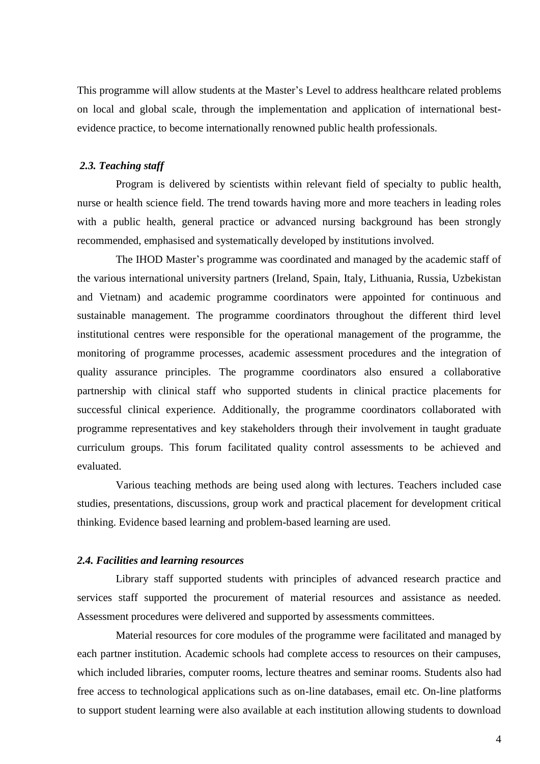This programme will allow students at the Master's Level to address healthcare related problems on local and global scale, through the implementation and application of international best-evidence practice, to become internationally renowned public health professionals.

### *2.3. Teaching staff*

Program is delivered by scientists within relevant field of specialty to public health, nurse or health science field. The trend towards having more and more teachers in leading roles with a public health, general practice or advanced nursing background has been strongly recommended, emphasised and systematically developed by institutions involved.

The IHOD Master's programme was coordinated and managed by the academic staff of the various international university partners (Ireland, Spain, Italy, Lithuania, Russia, Uzbekistan and Vietnam) and academic programme coordinators were appointed for continuous and sustainable management. The programme coordinators throughout the different third level institutional centres were responsible for the operational management of the programme, the monitoring of programme processes, academic assessment procedures and the integration of quality assurance principles. The programme coordinators also ensured a collaborative partnership with clinical staff who supported students in clinical practice placements for successful clinical experience. Additionally, the programme coordinators collaborated with programme representatives and key stakeholders through their involvement in taught graduate curriculum groups. This forum facilitated quality control assessments to be achieved and evaluated.

Various teaching methods are being used along with lectures. Teachers included case studies, presentations, discussions, group work and practical placement for development critical thinking. Evidence based learning and problem-based learning are used.

### *2.4. Facilities and learning resources*

Library staff supported students with principles of advanced research practice and services staff supported the procurement of material resources and assistance as needed. Assessment procedures were delivered and supported by assessments committees.

Material resources for core modules of the programme were facilitated and managed by each partner institution. Academic schools had complete access to resources on their campuses, which included libraries, computer rooms, lecture theatres and seminar rooms. Students also had free access to technological applications such as on-line databases, email etc. On-line platforms to support student learning were also available at each institution allowing students to download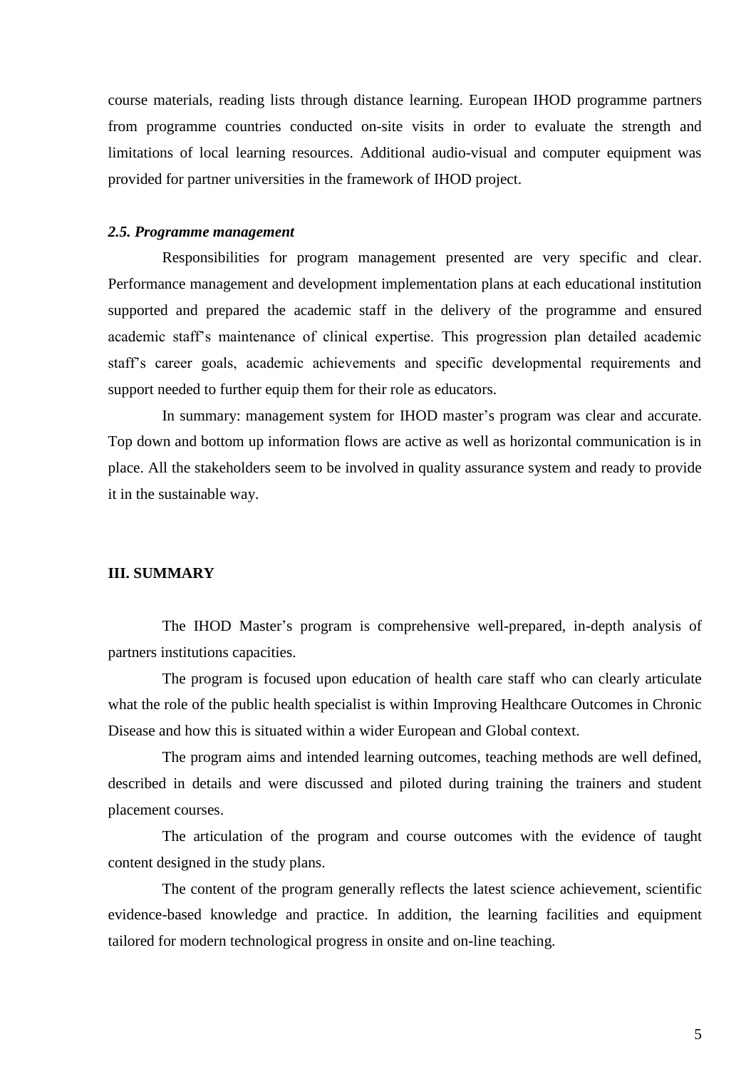course materials, reading lists through distance learning. European IHOD programme partners from programme countries conducted on-site visits in order to evaluate the strength and limitations of local learning resources. Additional audio-visual and computer equipment was provided for partner universities in the framework of IHOD project.

### *2.5. Programme management*

Responsibilities for program management presented are very specific and clear. Performance management and development implementation plans at each educational institution supported and prepared the academic staff in the delivery of the programme and ensured academic staff's maintenance of clinical expertise. This progression plan detailed academic staff's career goals, academic achievements and specific developmental requirements and support needed to further equip them for their role as educators.

In summary: management system for IHOD master's program was clear and accurate. Top down and bottom up information flows are active as well as horizontal communication is in place. All the stakeholders seem to be involved in quality assurance system and ready to provide it in the sustainable way.

## III. SUMMARY

The IHOD Master's program is comprehensive well-prepared, in-depth analysis of partners institutions capacities.

The program is focused upon education of health care staff who can clearly articulate what the role of the public health specialist is within Improving Healthcare Outcomes in Chronic Disease and how this is situated within a wider European and Global context.

The program aims and intended learning outcomes, teaching methods are well defined, described in details and were discussed and piloted during training the trainers and student placement courses.

The articulation of the program and course outcomes with the evidence of taught content designed in the study plans.

The content of the program generally reflects the latest science achievement, scientific evidence-based knowledge and practice. In addition, the learning facilities and equipment tailored for modern technological progress in onsite and on-line teaching.